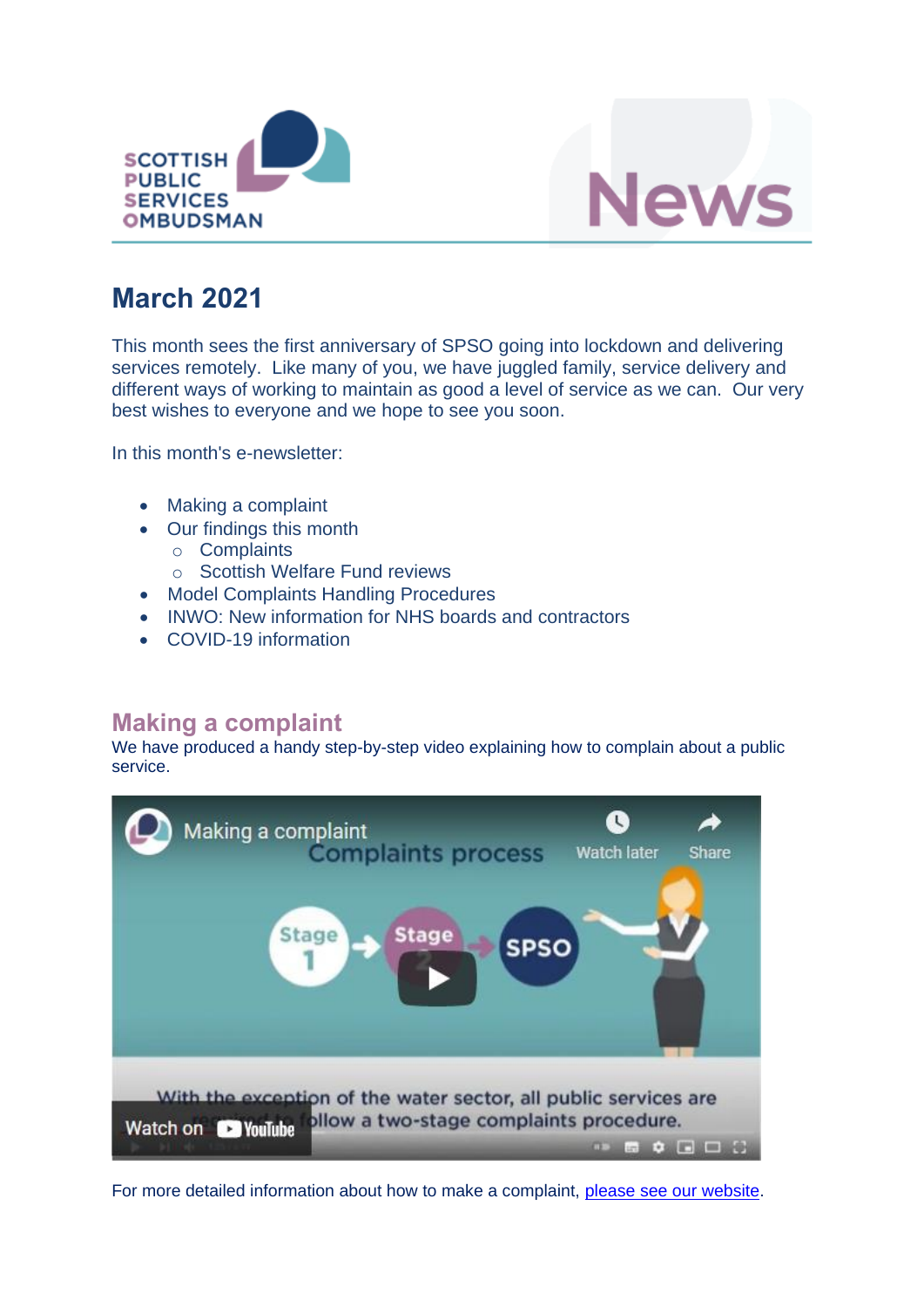# March 2021

This month sees the first anniversary of SPSO going into lockdown and delivering services remotely. Like many of you, we have juggled family, service delivery and different ways of working to maintain as good a level of service as we can. Our very best wishes to everyone and we hope to see you soon.

In this month's e-newsletter:

- Making a complaint
- Our findings this month
  - Complaints
  - Scottish Welfare Fund reviews
- Model Complaints Handling Procedures
- INWO: New information for NHS boards and contractors
- COVID-19 information

## Making a complaint

We have produced a handy step-by-step video explaining how to complain about a public service.

For more detailed information about how to make a complaint, please see our website.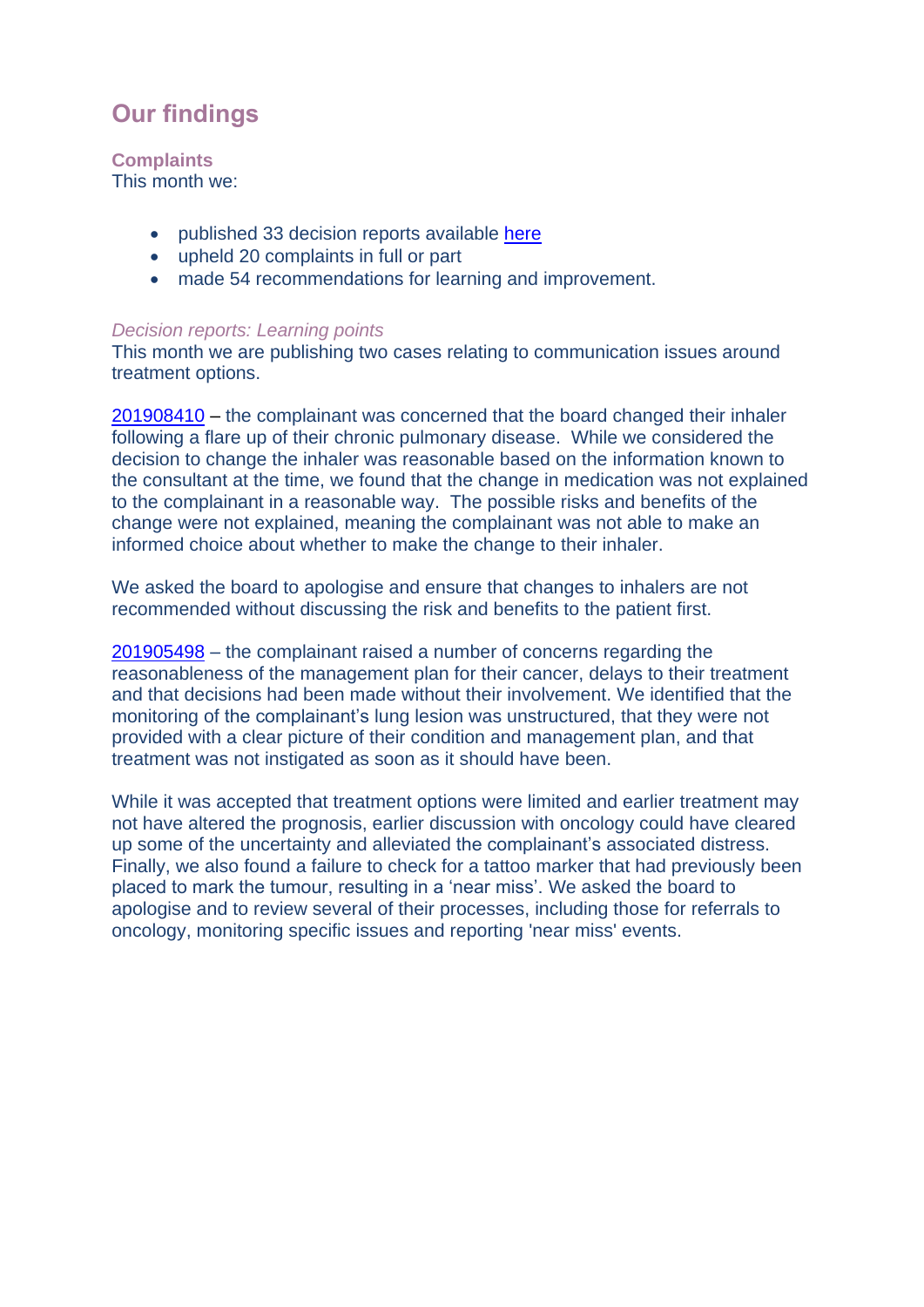## Our findings

### Complaints

This month we:

- published 33 decision reports available here
- upheld 20 complaints in full or part
- made 54 recommendations for learning and improvement.

*Decision reports: Learning points*

This month we are publishing two cases relating to communication issues around treatment options.

201908410 – the complainant was concerned that the board changed their inhaler following a flare up of their chronic pulmonary disease. While we considered the decision to change the inhaler was reasonable based on the information known to the consultant at the time, we found that the change in medication was not explained to the complainant in a reasonable way. The possible risks and benefits of the change were not explained, meaning the complainant was not able to make an informed choice about whether to make the change to their inhaler.

We asked the board to apologise and ensure that changes to inhalers are not recommended without discussing the risk and benefits to the patient first.

201905498 – the complainant raised a number of concerns regarding the reasonableness of the management plan for their cancer, delays to their treatment and that decisions had been made without their involvement. We identified that the monitoring of the complainant's lung lesion was unstructured, that they were not provided with a clear picture of their condition and management plan, and that treatment was not instigated as soon as it should have been.

While it was accepted that treatment options were limited and earlier treatment may not have altered the prognosis, earlier discussion with oncology could have cleared up some of the uncertainty and alleviated the complainant's associated distress. Finally, we also found a failure to check for a tattoo marker that had previously been placed to mark the tumour, resulting in a 'near miss'. We asked the board to apologise and to review several of their processes, including those for referrals to oncology, monitoring specific issues and reporting 'near miss' events.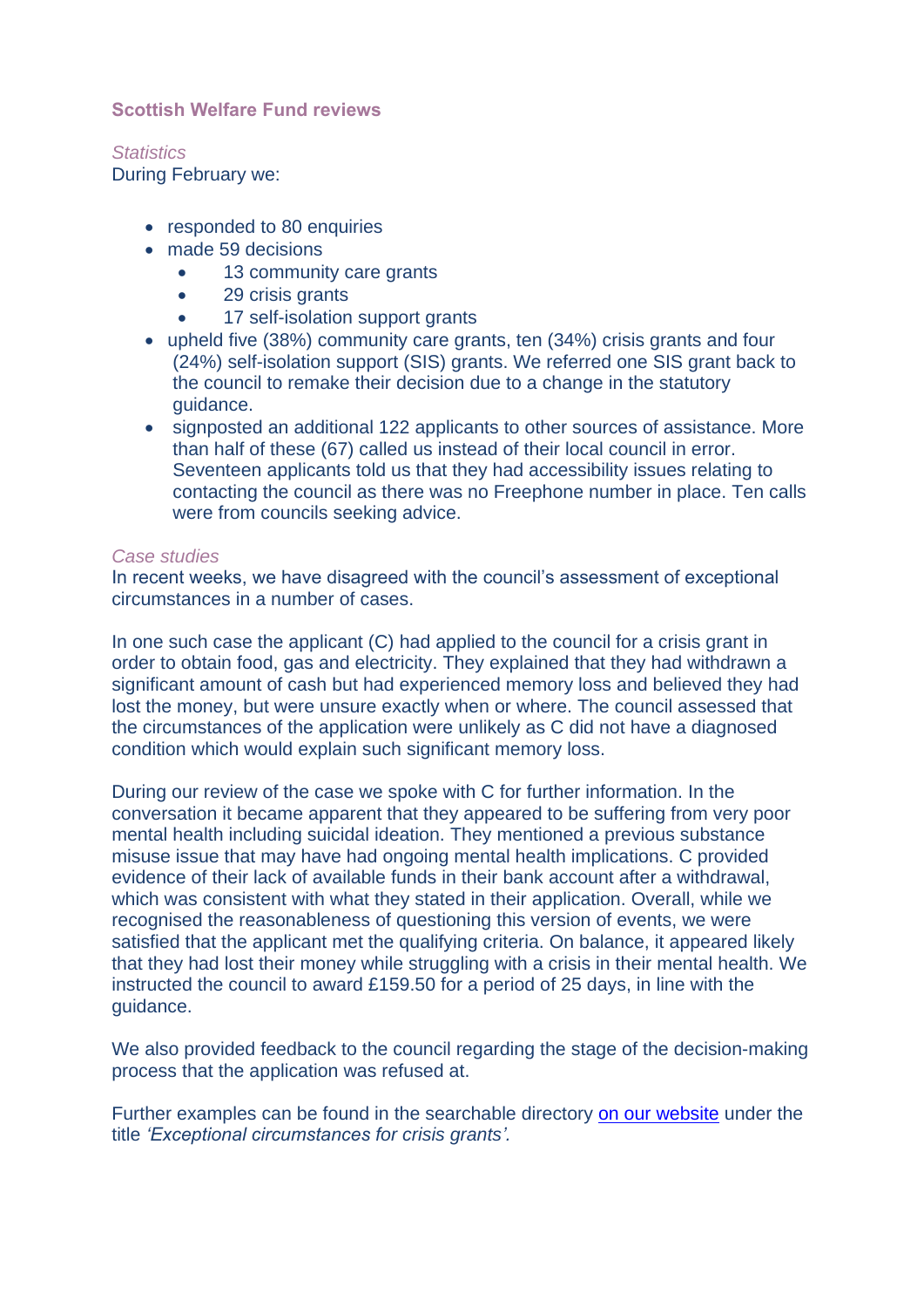### Scottish Welfare Fund reviews

*Statistics*

During February we:

- responded to 80 enquiries
- made 59 decisions
  - 13 community care grants
  - 29 crisis grants
  - 17 self-isolation support grants
- upheld five (38%) community care grants, ten (34%) crisis grants and four (24%) self-isolation support (SIS) grants. We referred one SIS grant back to the council to remake their decision due to a change in the statutory guidance.
- signposted an additional 122 applicants to other sources of assistance. More than half of these (67) called us instead of their local council in error. Seventeen applicants told us that they had accessibility issues relating to contacting the council as there was no Freephone number in place. Ten calls were from councils seeking advice.

*Case studies*

In recent weeks, we have disagreed with the council's assessment of exceptional circumstances in a number of cases.

In one such case the applicant (C) had applied to the council for a crisis grant in order to obtain food, gas and electricity. They explained that they had withdrawn a significant amount of cash but had experienced memory loss and believed they had lost the money, but were unsure exactly when or where. The council assessed that the circumstances of the application were unlikely as C did not have a diagnosed condition which would explain such significant memory loss.

During our review of the case we spoke with C for further information. In the conversation it became apparent that they appeared to be suffering from very poor mental health including suicidal ideation. They mentioned a previous substance misuse issue that may have had ongoing mental health implications. C provided evidence of their lack of available funds in their bank account after a withdrawal, which was consistent with what they stated in their application. Overall, while we recognised the reasonableness of questioning this version of events, we were satisfied that the applicant met the qualifying criteria. On balance, it appeared likely that they had lost their money while struggling with a crisis in their mental health. We instructed the council to award £159.50 for a period of 25 days, in line with the guidance.

We also provided feedback to the council regarding the stage of the decision-making process that the application was refused at.

Further examples can be found in the searchable directory [on our website] under the title *'Exceptional circumstances for crisis grants'.*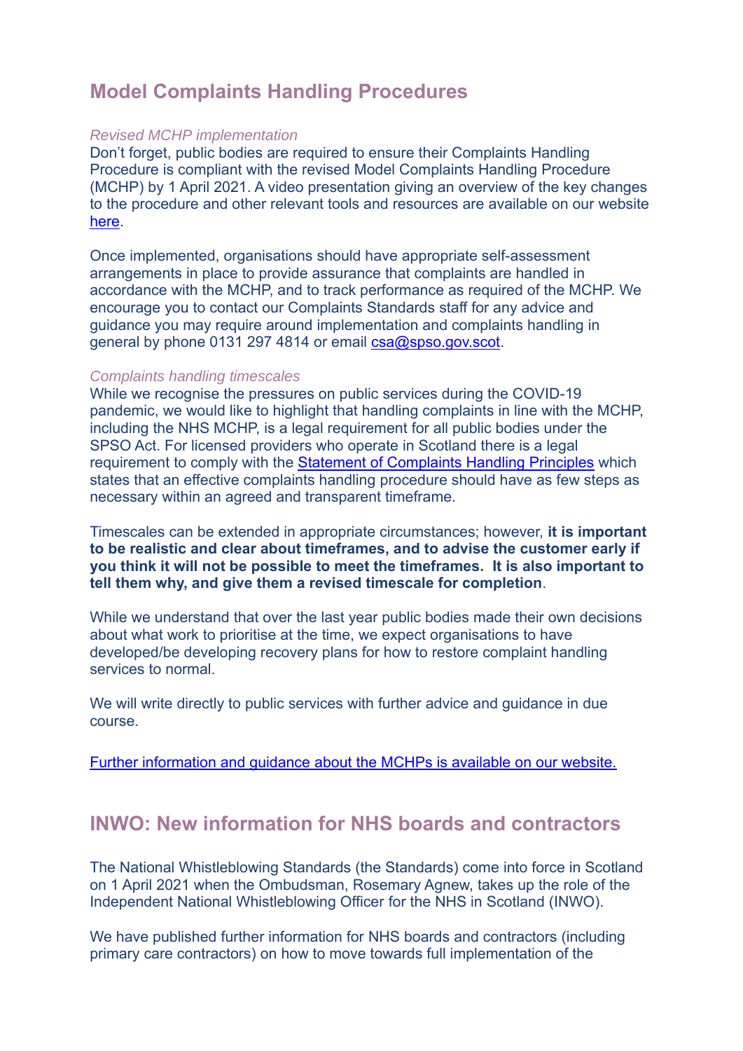## Model Complaints Handling Procedures

*Revised MCHP implementation*

Don't forget, public bodies are required to ensure their Complaints Handling Procedure is compliant with the revised Model Complaints Handling Procedure (MCHP) by 1 April 2021. A video presentation giving an overview of the key changes to the procedure and other relevant tools and resources are available on our website here.

Once implemented, organisations should have appropriate self-assessment arrangements in place to provide assurance that complaints are handled in accordance with the MCHP, and to track performance as required of the MCHP. We encourage you to contact our Complaints Standards staff for any advice and guidance you may require around implementation and complaints handling in general by phone 0131 297 4814 or email csa@spso.gov.scot.

*Complaints handling timescales*

While we recognise the pressures on public services during the COVID-19 pandemic, we would like to highlight that handling complaints in line with the MCHP, including the NHS MCHP, is a legal requirement for all public bodies under the SPSO Act. For licensed providers who operate in Scotland there is a legal requirement to comply with the Statement of Complaints Handling Principles which states that an effective complaints handling procedure should have as few steps as necessary within an agreed and transparent timeframe.

Timescales can be extended in appropriate circumstances; however, **it is important to be realistic and clear about timeframes, and to advise the customer early if you think it will not be possible to meet the timeframes. It is also important to tell them why, and give them a revised timescale for completion**.

While we understand that over the last year public bodies made their own decisions about what work to prioritise at the time, we expect organisations to have developed/be developing recovery plans for how to restore complaint handling services to normal.

We will write directly to public services with further advice and guidance in due course.

Further information and guidance about the MCHPs is available on our website.

## INWO: New information for NHS boards and contractors

The National Whistleblowing Standards (the Standards) come into force in Scotland on 1 April 2021 when the Ombudsman, Rosemary Agnew, takes up the role of the Independent National Whistleblowing Officer for the NHS in Scotland (INWO).

We have published further information for NHS boards and contractors (including primary care contractors) on how to move towards full implementation of the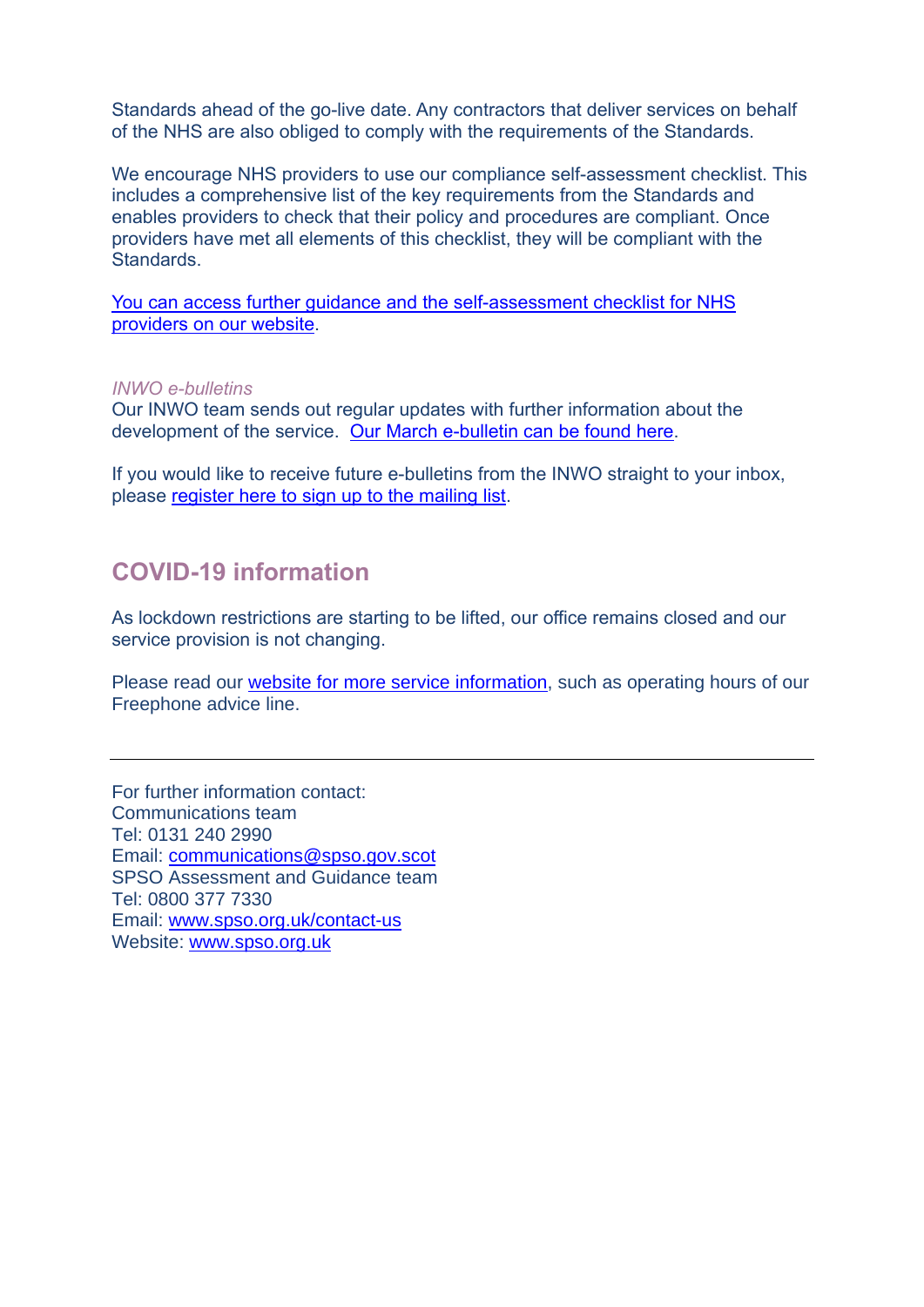Standards ahead of the go-live date. Any contractors that deliver services on behalf of the NHS are also obliged to comply with the requirements of the Standards.

We encourage NHS providers to use our compliance self-assessment checklist. This includes a comprehensive list of the key requirements from the Standards and enables providers to check that their policy and procedures are compliant. Once providers have met all elements of this checklist, they will be compliant with the Standards.

You can access further guidance and the self-assessment checklist for NHS providers on our website.

*INWO e-bulletins*

Our INWO team sends out regular updates with further information about the development of the service. Our March e-bulletin can be found here.

If you would like to receive future e-bulletins from the INWO straight to your inbox, please register here to sign up to the mailing list.

## COVID-19 information

As lockdown restrictions are starting to be lifted, our office remains closed and our service provision is not changing.

Please read our website for more service information, such as operating hours of our Freephone advice line.

---

For further information contact:
Communications team
Tel: 0131 240 2990
Email: communications@spso.gov.scot
SPSO Assessment and Guidance team
Tel: 0800 377 7330
Email: www.spso.org.uk/contact-us
Website: www.spso.org.uk